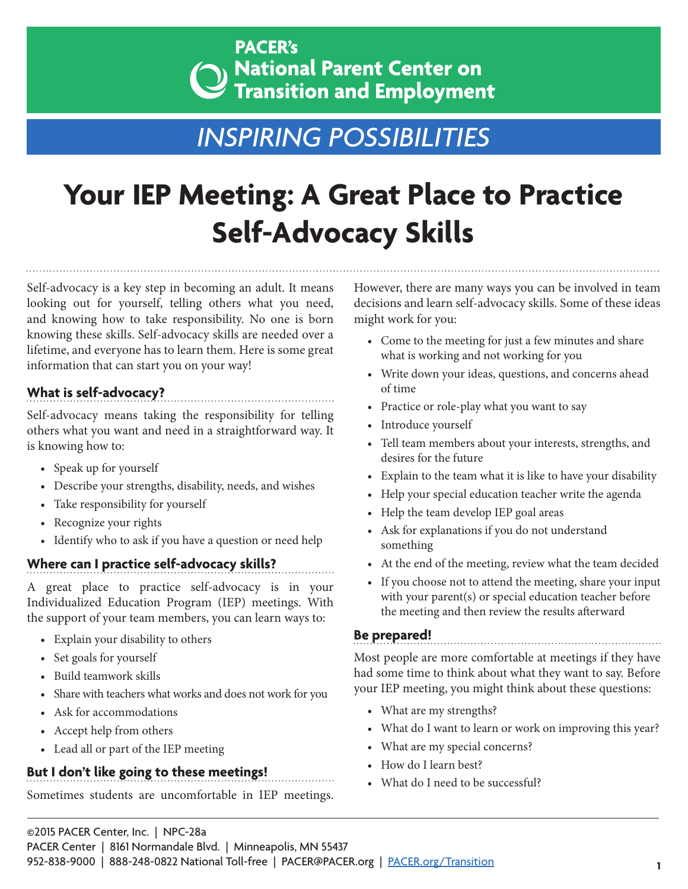PACER's National Parent Center on Transition and Employment

*INSPIRING POSSIBILITIES*

# Your IEP Meeting: A Great Place to Practice Self-Advocacy Skills

Self-advocacy is a key step in becoming an adult. It means looking out for yourself, telling others what you need, and knowing how to take responsibility. No one is born knowing these skills. Self-advocacy skills are needed over a lifetime, and everyone has to learn them. Here is some great information that can start you on your way!

## What is self-advocacy?

Self-advocacy means taking the responsibility for telling others what you want and need in a straightforward way. It is knowing how to:

- Speak up for yourself
- Describe your strengths, disability, needs, and wishes
- Take responsibility for yourself
- Recognize your rights
- Identify who to ask if you have a question or need help

## Where can I practice self-advocacy skills?

A great place to practice self-advocacy is in your Individualized Education Program (IEP) meetings. With the support of your team members, you can learn ways to:

- Explain your disability to others
- Set goals for yourself
- Build teamwork skills
- Share with teachers what works and does not work for you
- Ask for accommodations
- Accept help from others
- Lead all or part of the IEP meeting

## But I don't like going to these meetings!

Sometimes students are uncomfortable in IEP meetings. However, there are many ways you can be involved in team decisions and learn self-advocacy skills. Some of these ideas might work for you:

- Come to the meeting for just a few minutes and share what is working and not working for you
- Write down your ideas, questions, and concerns ahead of time
- Practice or role-play what you want to say
- Introduce yourself
- Tell team members about your interests, strengths, and desires for the future
- Explain to the team what it is like to have your disability
- Help your special education teacher write the agenda
- Help the team develop IEP goal areas
- Ask for explanations if you do not understand something
- At the end of the meeting, review what the team decided
- If you choose not to attend the meeting, share your input with your parent(s) or special education teacher before the meeting and then review the results afterward

## Be prepared!

Most people are more comfortable at meetings if they have had some time to think about what they want to say. Before your IEP meeting, you might think about these questions:

- What are my strengths?
- What do I want to learn or work on improving this year?
- What are my special concerns?
- How do I learn best?
- What do I need to be successful?

©2015 PACER Center, Inc. | NPC-28a
PACER Center | 8161 Normandale Blvd. | Minneapolis, MN 55437
952-838-9000 | 888-248-0822 National Toll-free | PACER@PACER.org | PACER.org/Transition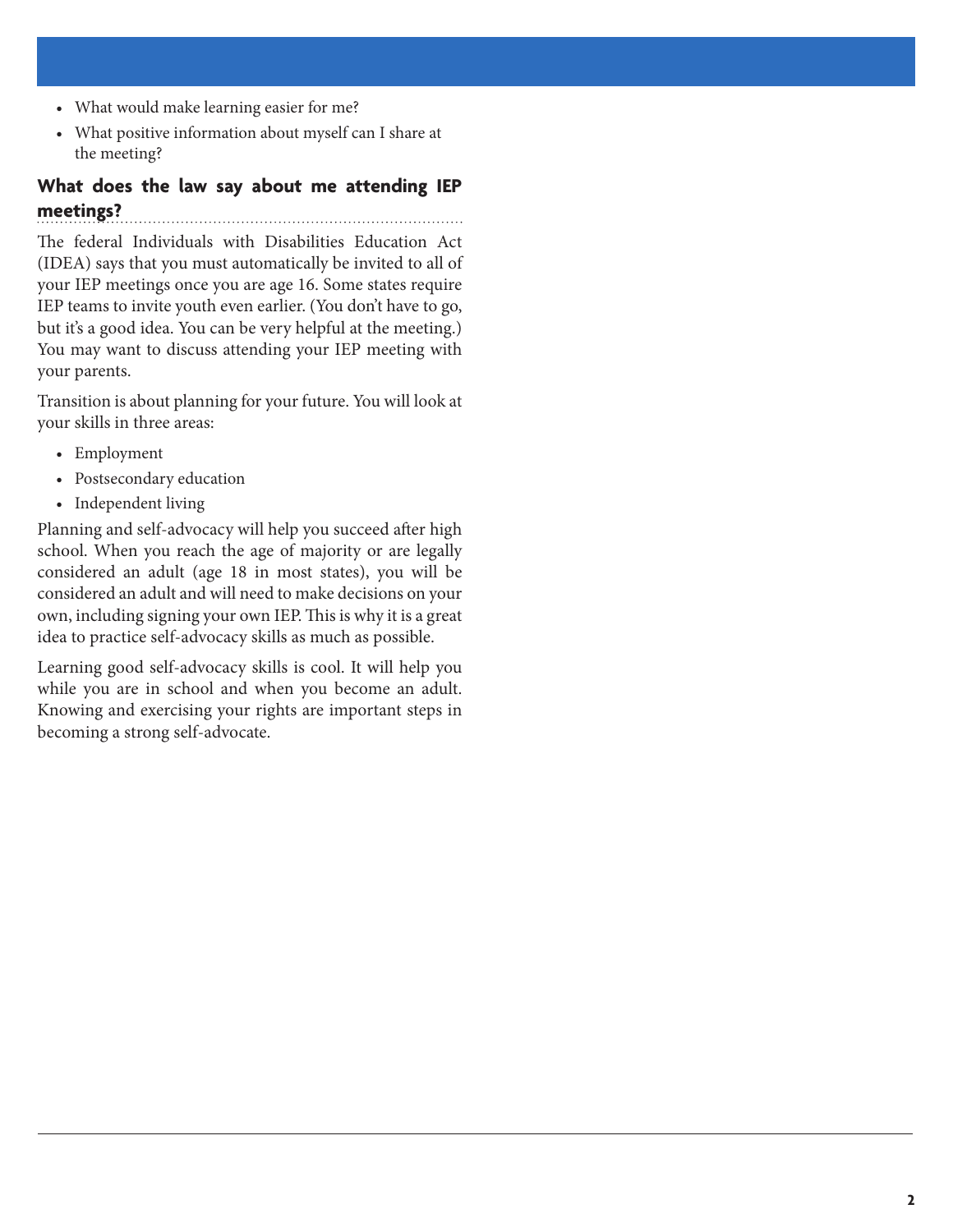- What would make learning easier for me?
- What positive information about myself can I share at the meeting?

## What does the law say about me attending IEP meetings?

The federal Individuals with Disabilities Education Act (IDEA) says that you must automatically be invited to all of your IEP meetings once you are age 16. Some states require IEP teams to invite youth even earlier. (You don't have to go, but it's a good idea. You can be very helpful at the meeting.) You may want to discuss attending your IEP meeting with your parents.

Transition is about planning for your future. You will look at your skills in three areas:

- Employment
- Postsecondary education
- Independent living

Planning and self-advocacy will help you succeed after high school. When you reach the age of majority or are legally considered an adult (age 18 in most states), you will be considered an adult and will need to make decisions on your own, including signing your own IEP. This is why it is a great idea to practice self-advocacy skills as much as possible.

Learning good self-advocacy skills is cool. It will help you while you are in school and when you become an adult. Knowing and exercising your rights are important steps in becoming a strong self-advocate.